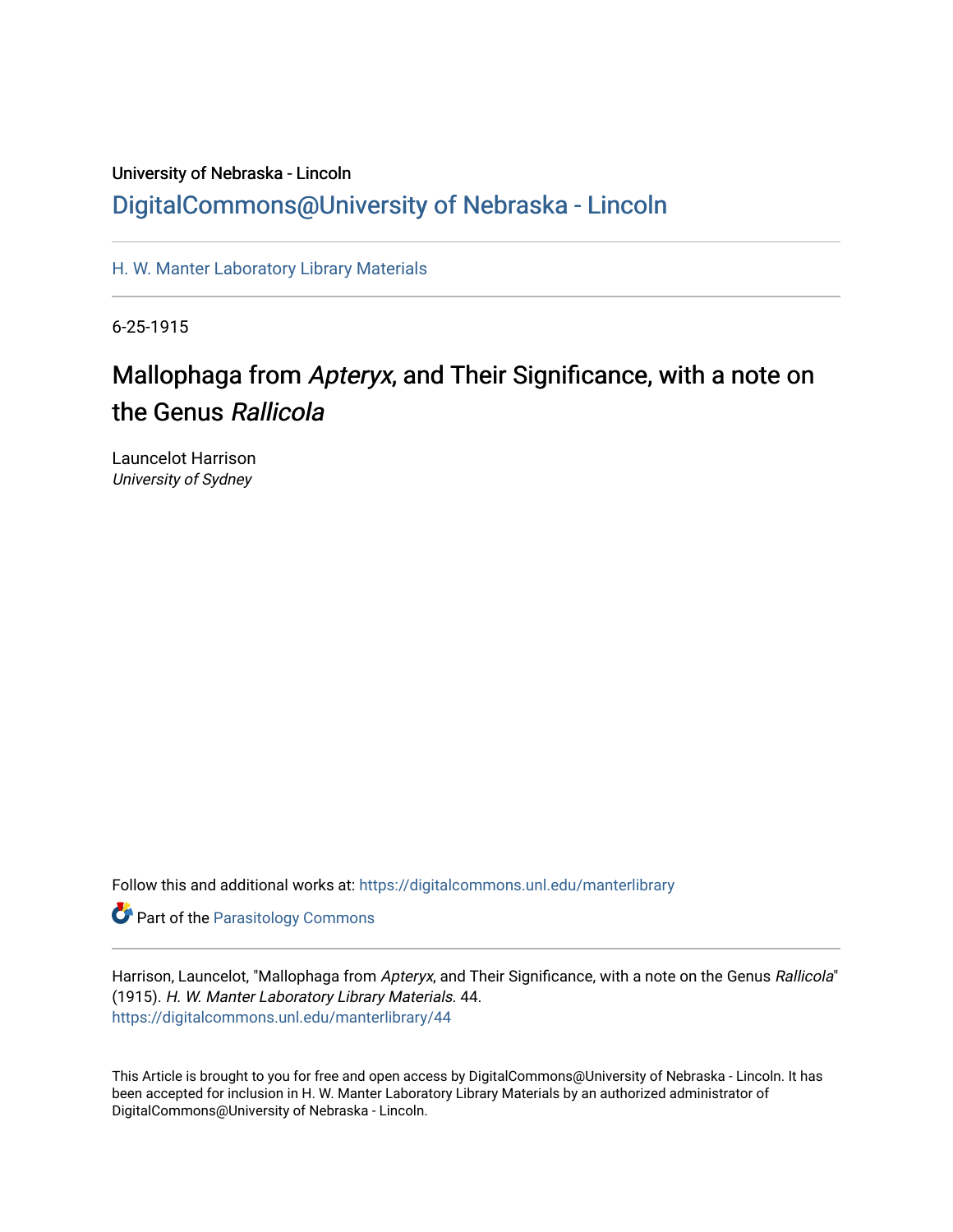University of Nebraska - Lincoln

DigitalCommons@University of Nebraska - Lincoln

H. W. Manter Laboratory Library Materials

6-25-1915

# Mallophaga from *Apteryx*, and Their Significance, with a note on the Genus *Rallicola*

Launcelot Harrison
*University of Sydney*

Follow this and additional works at: https://digitalcommons.unl.edu/manterlibrary

Part of the Parasitology Commons

Harrison, Launcelot, "Mallophaga from *Apteryx*, and Their Significance, with a note on the Genus *Rallicola*" (1915). *H. W. Manter Laboratory Library Materials*. 44.
https://digitalcommons.unl.edu/manterlibrary/44

This Article is brought to you for free and open access by DigitalCommons@University of Nebraska - Lincoln. It has been accepted for inclusion in H. W. Manter Laboratory Library Materials by an authorized administrator of DigitalCommons@University of Nebraska - Lincoln.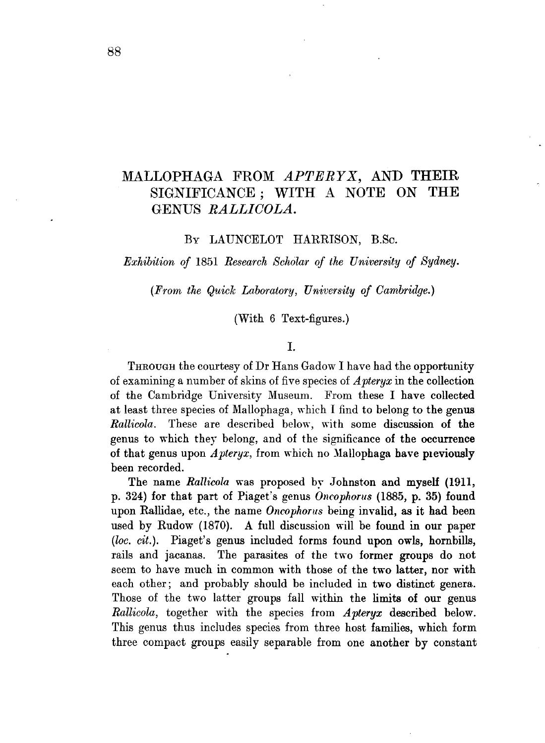# MALLOPHAGA FROM *APTERYX*, AND THEIR SIGNIFICANCE; WITH A NOTE ON THE GENUS *RALLICOLA*.

BY LAUNCELOT HARRISON, B.Sc.

*Exhibition of* 1851 *Research Scholar of the University of Sydney.*

(*From the Quick Laboratory, University of Cambridge.*)

(With 6 Text-figures.)

## I.

THROUGH the courtesy of Dr Hans Gadow I have had the opportunity of examining a number of skins of five species of *Apteryx* in the collection of the Cambridge University Museum. From these I have collected at least three species of Mallophaga, which I find to belong to the genus *Rallicola*. These are described below, with some discussion of the genus to which they belong, and of the significance of the occurrence of that genus upon *Apteryx*, from which no Mallophaga have previously been recorded.

The name *Rallicola* was proposed by Johnston and myself (1911, p. 324) for that part of Piaget's genus *Oncophorus* (1885, p. 35) found upon Rallidae, etc., the name *Oncophorus* being invalid, as it had been used by Rudow (1870). A full discussion will be found in our paper (*loc. cit.*). Piaget's genus included forms found upon owls, hornbills, rails and jacanas. The parasites of the two former groups do not seem to have much in common with those of the two latter, nor with each other; and probably should be included in two distinct genera. Those of the two latter groups fall within the limits of our genus *Rallicola*, together with the species from *Apteryx* described below. This genus thus includes species from three host families, which form three compact groups easily separable from one another by constant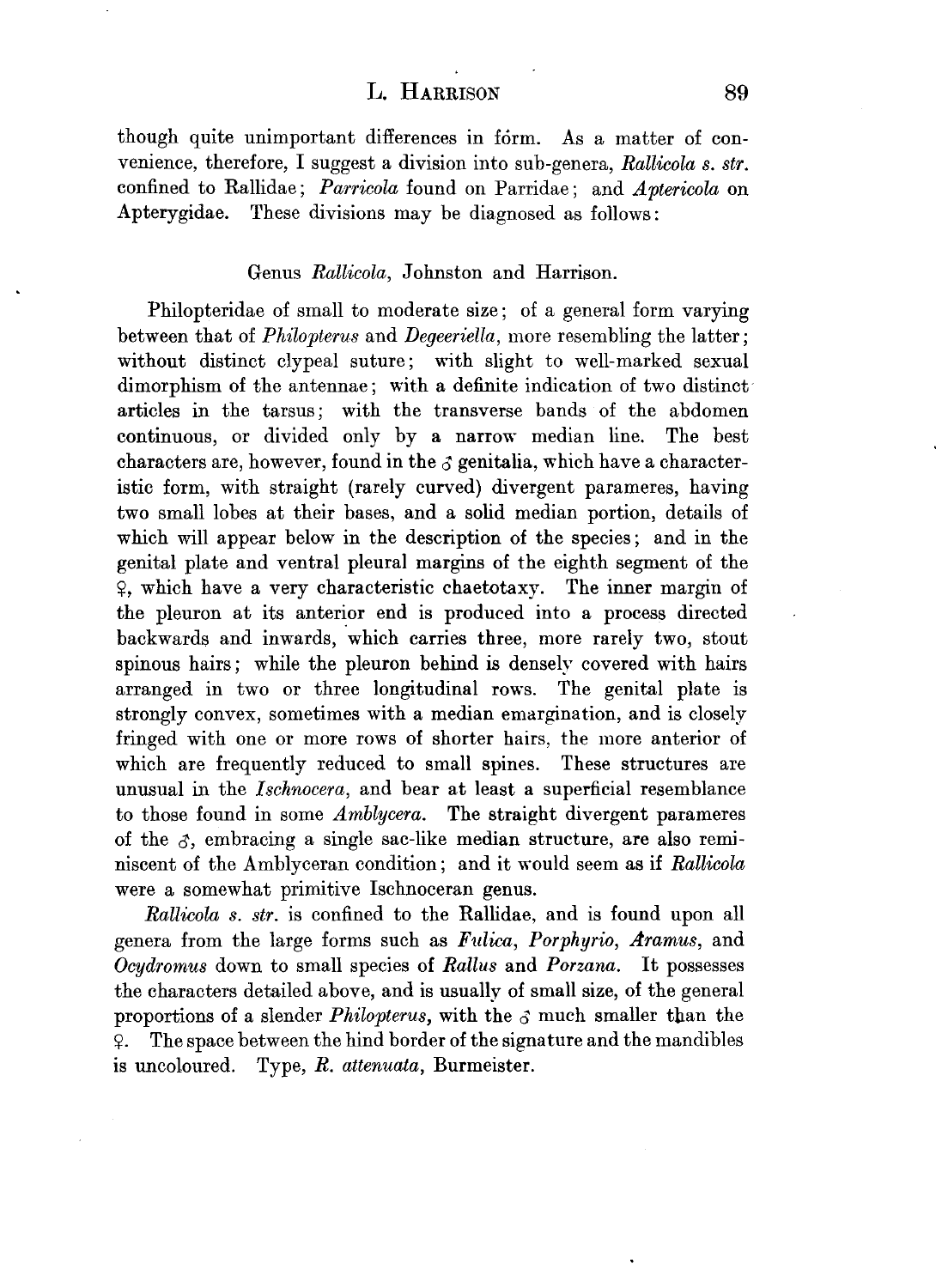though quite unimportant differences in fórm. As a matter of convenience, therefore, I suggest a division into sub-genera, *Rallicola s. str.* confined to Rallidae; *Parricola* found on Parridae; and *Aptericola* on Apterygidae. These divisions may be diagnosed as follows:

### Genus *Rallicola*, Johnston and Harrison.

Philopteridae of small to moderate size; of a general form varying between that of *Philopterus* and *Degeeriella*, more resembling the latter; without distinct clypeal suture; with slight to well-marked sexual dimorphism of the antennae; with a definite indication of two distinct articles in the tarsus; with the transverse bands of the abdomen continuous, or divided only by a narrow median line. The best characters are, however, found in the ♂ genitalia, which have a characteristic form, with straight (rarely curved) divergent parameres, having two small lobes at their bases, and a solid median portion, details of which will appear below in the description of the species; and in the genital plate and ventral pleural margins of the eighth segment of the ♀, which have a very characteristic chaetotaxy. The inner margin of the pleuron at its anterior end is produced into a process directed backwards and inwards, which carries three, more rarely two, stout spinous hairs; while the pleuron behind is densely covered with hairs arranged in two or three longitudinal rows. The genital plate is strongly convex, sometimes with a median emargination, and is closely fringed with one or more rows of shorter hairs, the more anterior of which are frequently reduced to small spines. These structures are unusual in the *Ischnocera*, and bear at least a superficial resemblance to those found in some *Amblycera*. The straight divergent parameres of the ♂, embracing a single sac-like median structure, are also reminiscent of the Amblyceran condition; and it would seem as if *Rallicola* were a somewhat primitive Ischnoceran genus.

*Rallicola s. str.* is confined to the Rallidae, and is found upon all genera from the large forms such as *Fulica*, *Porphyrio*, *Aramus*, and *Ocydromus* down to small species of *Rallus* and *Porzana*. It possesses the characters detailed above, and is usually of small size, of the general proportions of a slender *Philopterus*, with the ♂ much smaller than the ♀. The space between the hind border of the signature and the mandibles is uncoloured. Type, *R. attenuata*, Burmeister.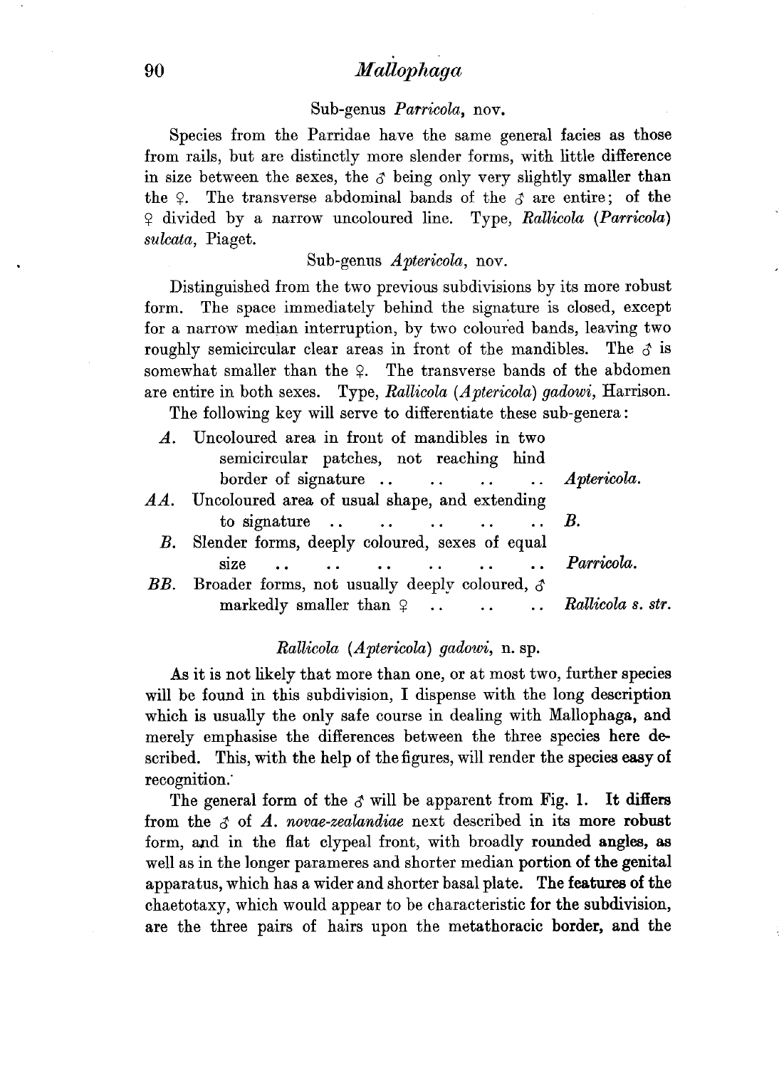### Sub-genus *Parricola*, nov.

Species from the Parridae have the same general facies as those from rails, but are distinctly more slender forms, with little difference in size between the sexes, the ♂ being only very slightly smaller than the ♀. The transverse abdominal bands of the ♂ are entire; of the ♀ divided by a narrow uncoloured line. Type, *Rallicola (Parricola) sulcata*, Piaget.

### Sub-genus *Aptericola*, nov.

Distinguished from the two previous subdivisions by its more robust form. The space immediately behind the signature is closed, except for a narrow median interruption, by two coloured bands, leaving two roughly semicircular clear areas in front of the mandibles. The ♂ is somewhat smaller than the ♀. The transverse bands of the abdomen are entire in both sexes. Type, *Rallicola (Aptericola) gadowi*, Harrison.

The following key will serve to differentiate these sub-genera:

*A.* Uncoloured area in front of mandibles in two semicircular patches, not reaching hind border of signature .. .. .. .. *Aptericola.*

*AA.* Uncoloured area of usual shape, and extending to signature .. .. .. .. .. .. *B.*

*B.* Slender forms, deeply coloured, sexes of equal size .. .. .. .. .. .. *Parricola.*

*BB.* Broader forms, not usually deeply coloured, ♂ markedly smaller than ♀ .. .. .. *Rallicola s. str.*

### *Rallicola (Aptericola) gadowi*, n. sp.

As it is not likely that more than one, or at most two, further species will be found in this subdivision, I dispense with the long description which is usually the only safe course in dealing with Mallophaga, and merely emphasise the differences between the three species here described. This, with the help of the figures, will render the species easy of recognition.

The general form of the ♂ will be apparent from Fig. 1. It differs from the ♂ of *A. novae-zealandiae* next described in its more robust form, and in the flat clypeal front, with broadly rounded angles, as well as in the longer parameres and shorter median portion of the genital apparatus, which has a wider and shorter basal plate. The features of the chaetotaxy, which would appear to be characteristic for the subdivision, are the three pairs of hairs upon the metathoracic border, and the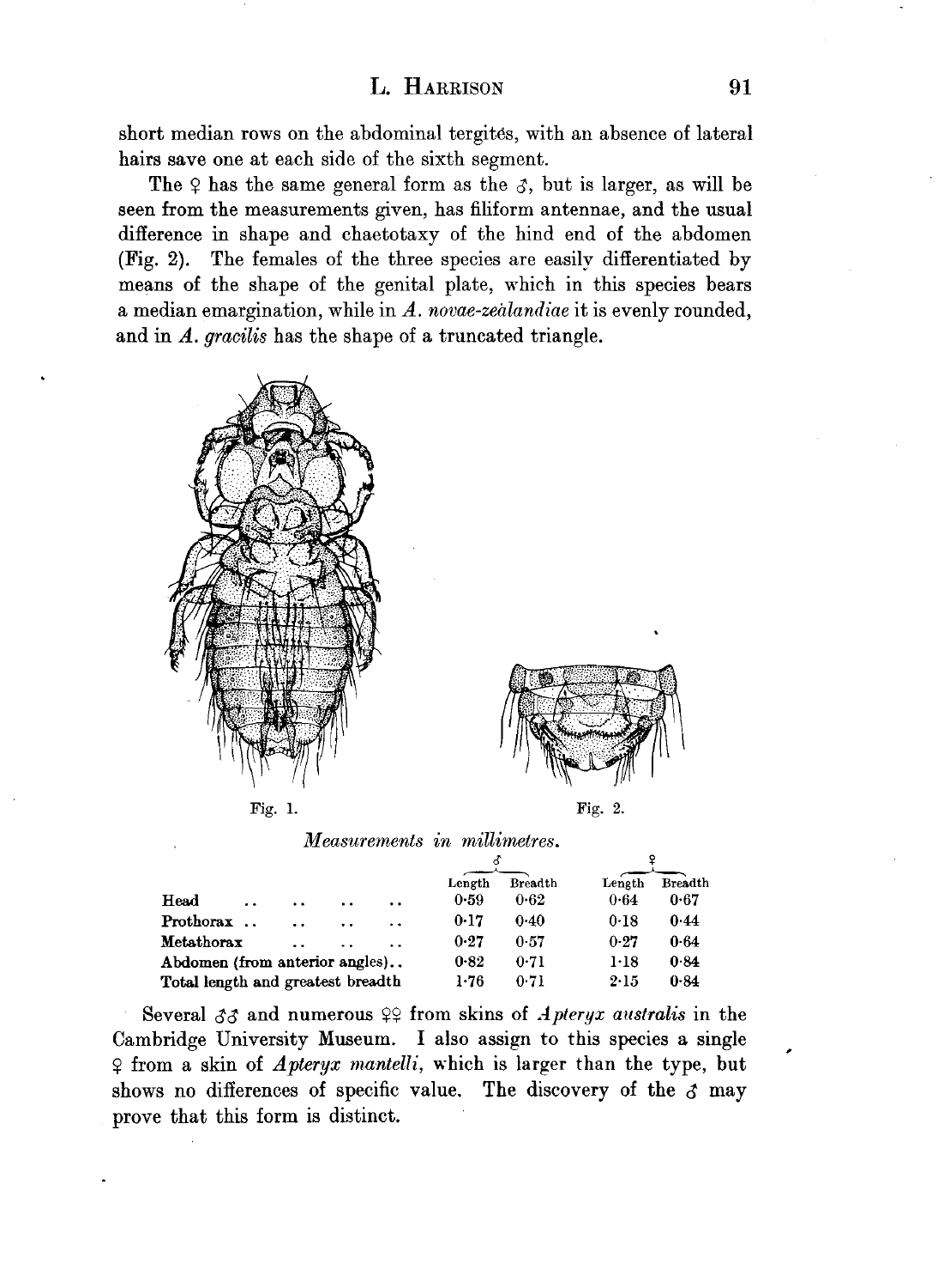short median rows on the abdominal tergites, with an absence of lateral hairs save one at each side of the sixth segment.

The ♀ has the same general form as the ♂, but is larger, as will be seen from the measurements given, has filiform antennae, and the usual difference in shape and chaetotaxy of the hind end of the abdomen (Fig. 2). The females of the three species are easily differentiated by means of the shape of the genital plate, which in this species bears a median emargination, while in *A. novae-zealandiae* it is evenly rounded, and in *A. gracilis* has the shape of a truncated triangle.

Fig. 1.

Fig. 2.

*Measurements in millimetres.*

| | ♂ | | ♀ | |
|---|---|---|---|---|
| | Length | Breadth | Length | Breadth |
| **Head** .. .. .. .. | 0·59 | 0·62 | 0·64 | 0·67 |
| **Prothorax** .. .. .. .. | 0·17 | 0·40 | 0·18 | 0·44 |
| **Metathorax** .. .. .. | 0·27 | 0·57 | 0·27 | 0·64 |
| **Abdomen (from anterior angles)** .. | 0·82 | 0·71 | 1·18 | 0·84 |
| **Total length and greatest breadth** | 1·76 | 0·71 | 2·15 | 0·84 |

Several ♂♂ and numerous ♀♀ from skins of *Apteryx australis* in the Cambridge University Museum. I also assign to this species a single ♀ from a skin of *Apteryx mantelli*, which is larger than the type, but shows no differences of specific value. The discovery of the ♂ may prove that this form is distinct.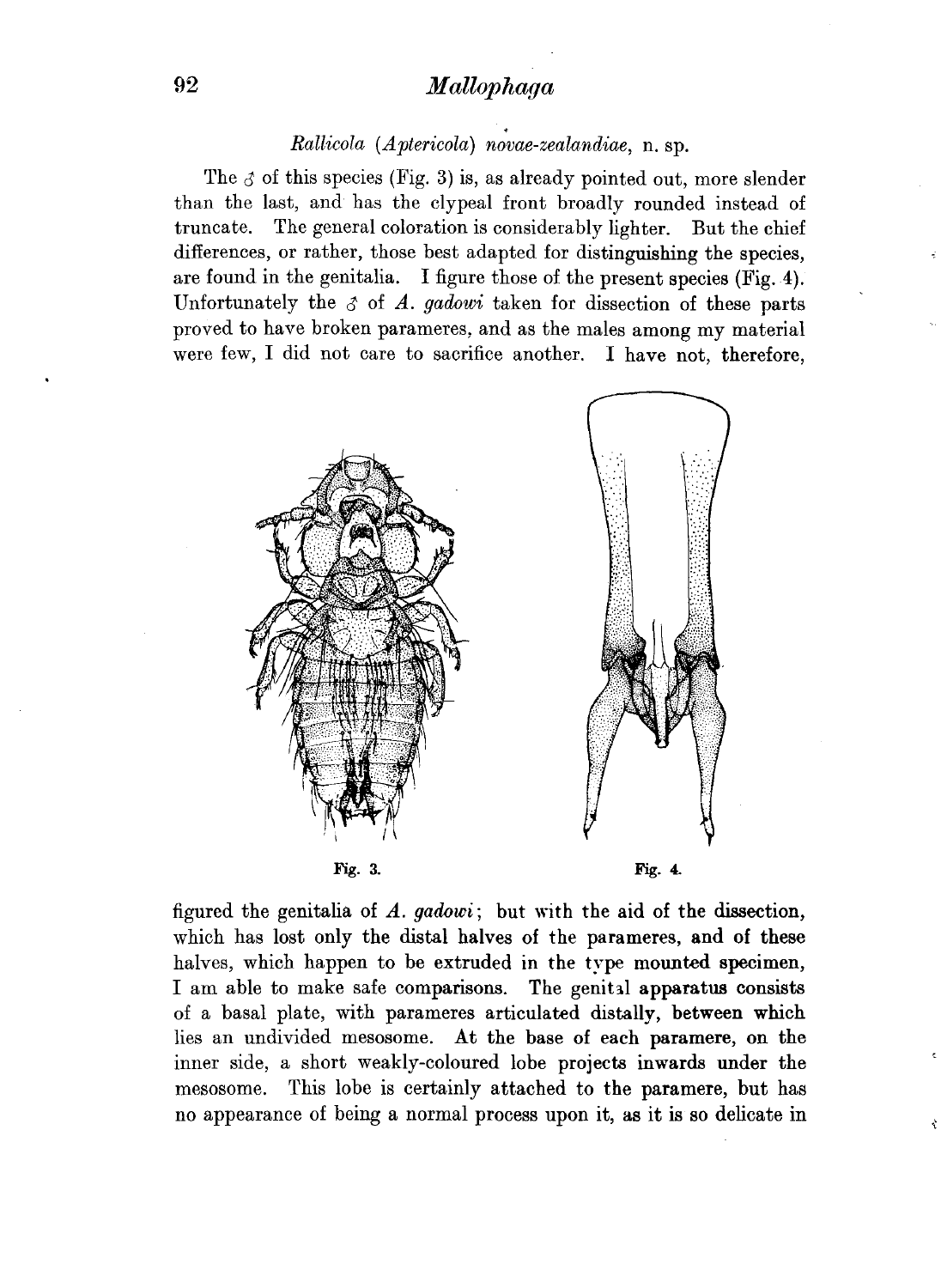### *Rallicola (Aptericola) novae-zealandiae*, n. sp.

The ♂ of this species (Fig. 3) is, as already pointed out, more slender than the last, and has the clypeal front broadly rounded instead of truncate. The general coloration is considerably lighter. But the chief differences, or rather, those best adapted for distinguishing the species, are found in the genitalia. I figure those of the present species (Fig. 4). Unfortunately the ♂ of *A. gadowi* taken for dissection of these parts proved to have broken parameres, and as the males among my material were few, I did not care to sacrifice another. I have not, therefore,

Fig. 3.

Fig. 4.

figured the genitalia of *A. gadowi*; but with the aid of the dissection, which has lost only the distal halves of the parameres, and of these halves, which happen to be extruded in the type mounted specimen, I am able to make safe comparisons. The genital apparatus consists of a basal plate, with parameres articulated distally, between which lies an undivided mesosome. At the base of each paramere, on the inner side, a short weakly-coloured lobe projects inwards under the mesosome. This lobe is certainly attached to the paramere, but has no appearance of being a normal process upon it, as it is so delicate in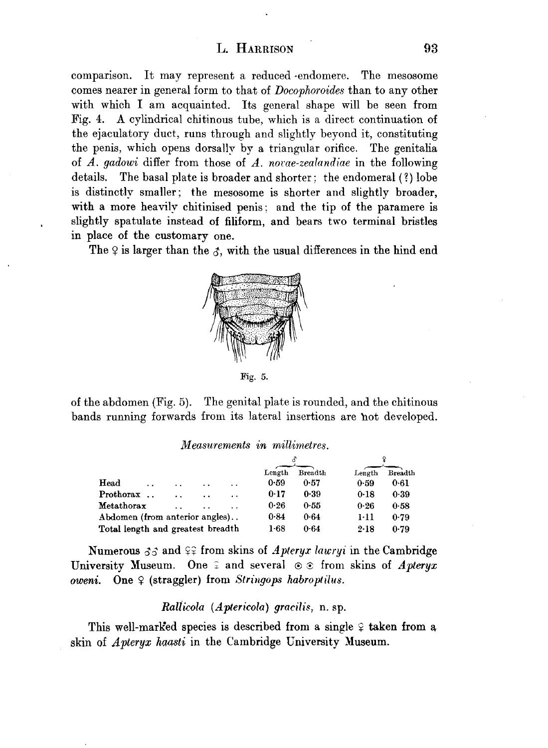comparison. It may represent a reduced endomere. The mesosome comes nearer in general form to that of *Docophoroides* than to any other with which I am acquainted. Its general shape will be seen from Fig. 4. A cylindrical chitinous tube, which is a direct continuation of the ejaculatory duct, runs through and slightly beyond it, constituting the penis, which opens dorsally by a triangular orifice. The genitalia of *A. gadowi* differ from those of *A. novae-zealandiae* in the following details. The basal plate is broader and shorter; the endomeral (?) lobe is distinctly smaller; the mesosome is shorter and slightly broader, with a more heavily chitinised penis; and the tip of the paramere is slightly spatulate instead of filiform, and bears two terminal bristles in place of the customary one.

The ♀ is larger than the ♂, with the usual differences in the hind end

Fig. 5.

of the abdomen (Fig. 5). The genital plate is rounded, and the chitinous bands running forwards from its lateral insertions are not developed.

*Measurements in millimetres.*

| | ♂ | | ♀ | |
|---|---|---|---|---|
| | Length | Breadth | Length | Breadth |
| Head .. .. .. .. | 0·59 | 0·57 | 0·59 | 0·61 |
| Prothorax .. .. .. .. | 0·17 | 0·39 | 0·18 | 0·39 |
| Metathorax .. .. .. | 0·26 | 0·55 | 0·26 | 0·58 |
| Abdomen (from anterior angles).. | 0·84 | 0·64 | 1·11 | 0·79 |
| Total length and greatest breadth | 1·68 | 0·64 | 2·18 | 0·79 |

Numerous ♂♂ and ♀♀ from skins of *Apteryx lawryi* in the Cambridge University Museum. One ♀ and several ⊙ ⊙ from skins of *Apteryx oweni*. One ♀ (straggler) from *Stringops habroptilus*.

### *Rallicola (Aptericola) gracilis*, n. sp.

This well-marked species is described from a single ♀ taken from a skin of *Apteryx haasti* in the Cambridge University Museum.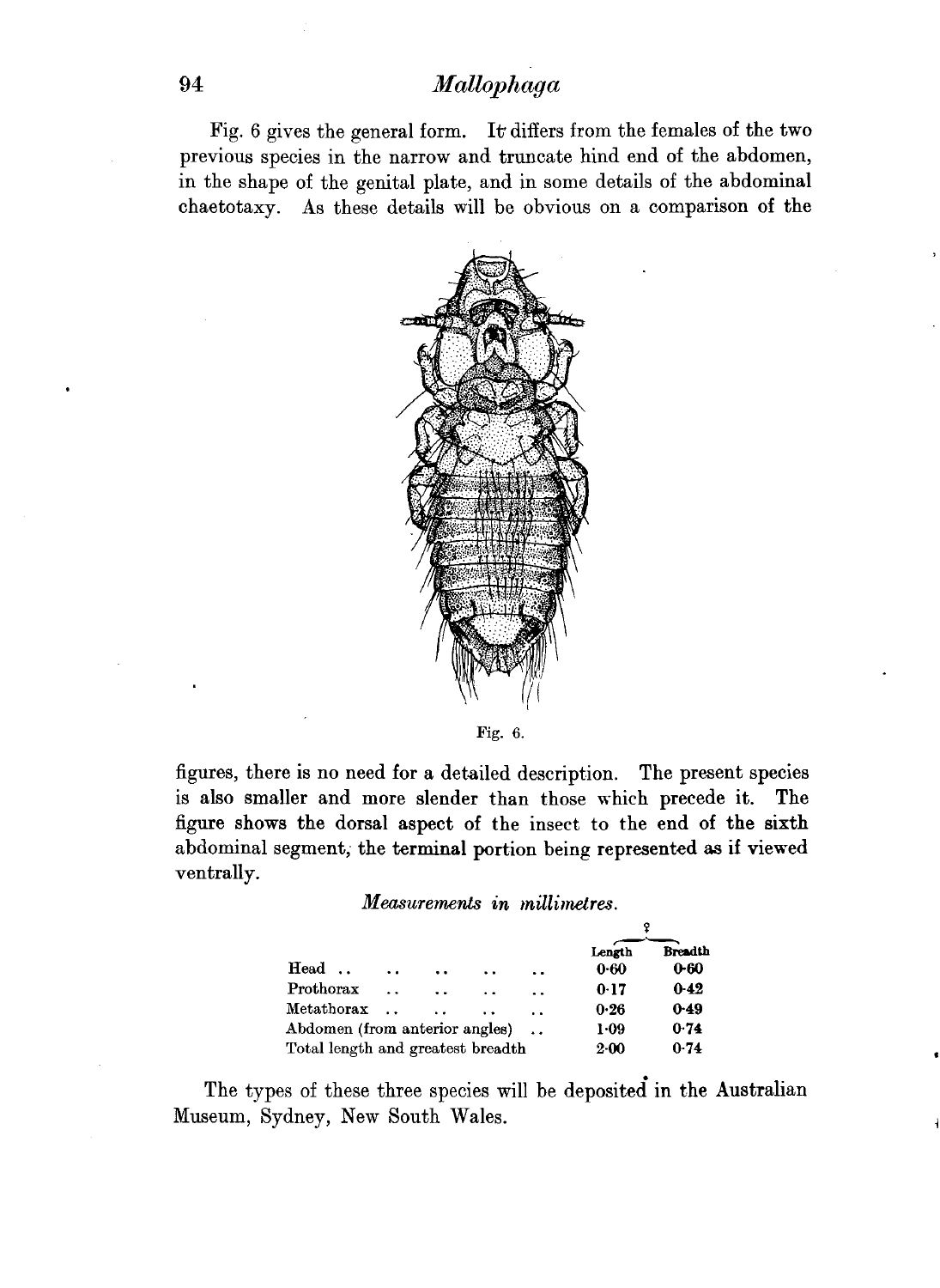Fig. 6 gives the general form. It differs from the females of the two previous species in the narrow and truncate hind end of the abdomen, in the shape of the genital plate, and in some details of the abdominal chaetotaxy. As these details will be obvious on a comparison of the

Fig. 6.

figures, there is no need for a detailed description. The present species is also smaller and more slender than those which precede it. The figure shows the dorsal aspect of the insect to the end of the sixth abdominal segment, the terminal portion being represented as if viewed ventrally.

*Measurements in millimetres.*

| | ♀ | |
|---|---|---|
| | Length | Breadth |
| Head .. .. .. .. .. | 0·60 | 0·60 |
| Prothorax .. .. .. .. | 0·17 | 0·42 |
| Metathorax .. .. .. .. | 0·26 | 0·49 |
| Abdomen (from anterior angles) .. | 1·09 | 0·74 |
| Total length and greatest breadth | 2·00 | 0·74 |

The types of these three species will be deposited in the Australian Museum, Sydney, New South Wales.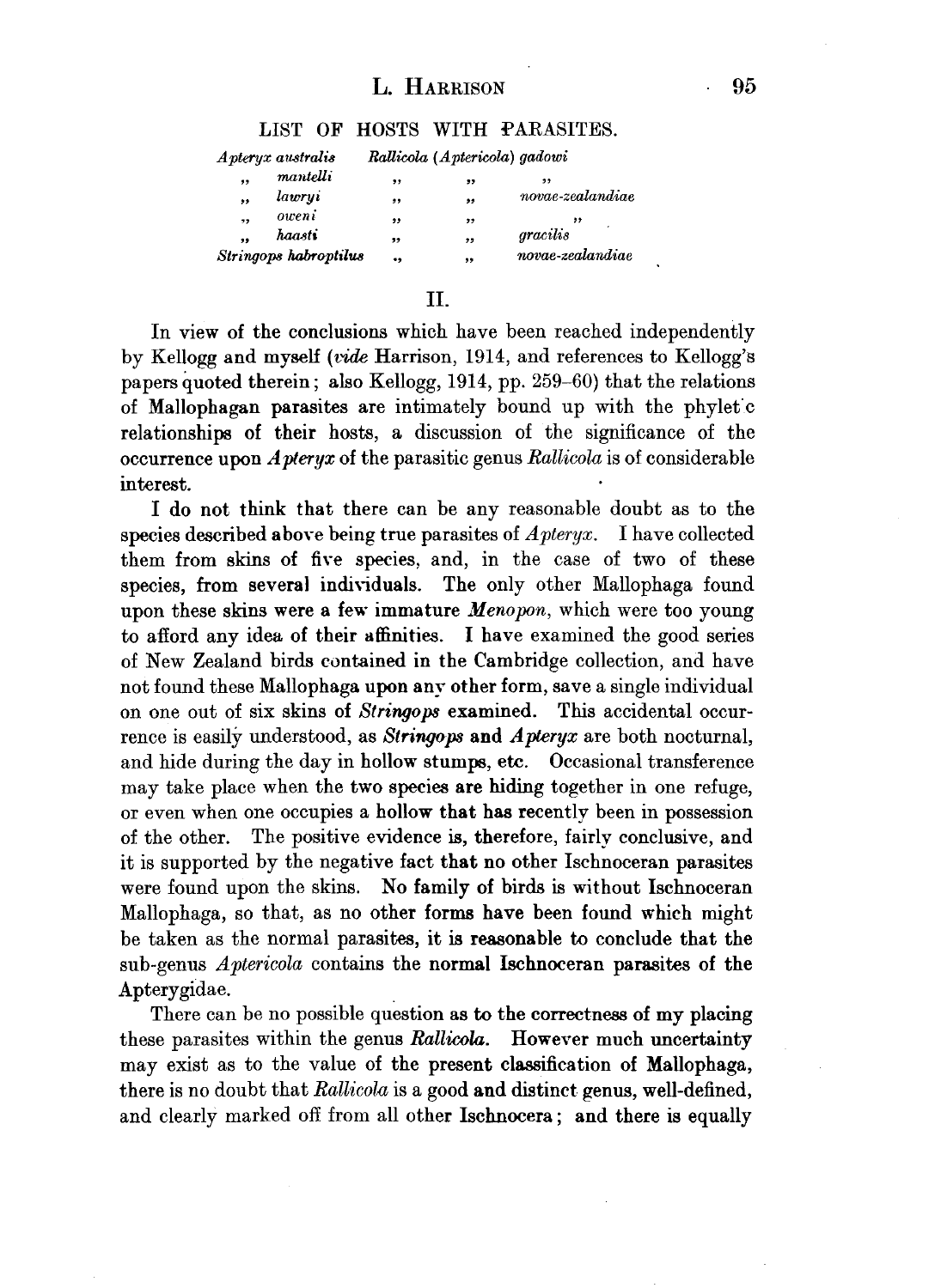## LIST OF HOSTS WITH PARASITES.

| | |
|---|---|
| *Apteryx australis* | *Rallicola* (*Aptericola*) *gadowi* |
| ,, *mantelli* | ,, ,, ,, |
| ,, *lawryi* | ,, ,, *novae-zealandiae* |
| ,, *oweni* | ,, ,, ,, |
| ,, *haasti* | ,, ,, *gracilis* |
| *Stringops habroptilus* | ,, ,, *novae-zealandiae* |

## II.

In view of the conclusions which have been reached independently by Kellogg and myself (*vide* Harrison, 1914, and references to Kellogg's papers quoted therein; also Kellogg, 1914, pp. 259–60) that the relations of Mallophagan parasites are intimately bound up with the phyletic relationships of their hosts, a discussion of the significance of the occurrence upon *Apteryx* of the parasitic genus *Rallicola* is of considerable interest.

I do not think that there can be any reasonable doubt as to the species described above being true parasites of *Apteryx*. I have collected them from skins of five species, and, in the case of two of these species, from several individuals. The only other Mallophaga found upon these skins were a few immature *Menopon*, which were too young to afford any idea of their affinities. I have examined the good series of New Zealand birds contained in the Cambridge collection, and have not found these Mallophaga upon any other form, save a single individual on one out of six skins of *Stringops* examined. This accidental occurrence is easily understood, as *Stringops* and *Apteryx* are both nocturnal, and hide during the day in hollow stumps, etc. Occasional transference may take place when the two species are hiding together in one refuge, or even when one occupies a hollow that has recently been in possession of the other. The positive evidence is, therefore, fairly conclusive, and it is supported by the negative fact that no other Ischnoceran parasites were found upon the skins. No family of birds is without Ischnoceran Mallophaga, so that, as no other forms have been found which might be taken as the normal parasites, it is reasonable to conclude that the sub-genus *Aptericola* contains the normal Ischnoceran parasites of the Apterygidae.

There can be no possible question as to the correctness of my placing these parasites within the genus *Rallicola*. However much uncertainty may exist as to the value of the present classification of Mallophaga, there is no doubt that *Rallicola* is a good and distinct genus, well-defined, and clearly marked off from all other Ischnocera; and there is equally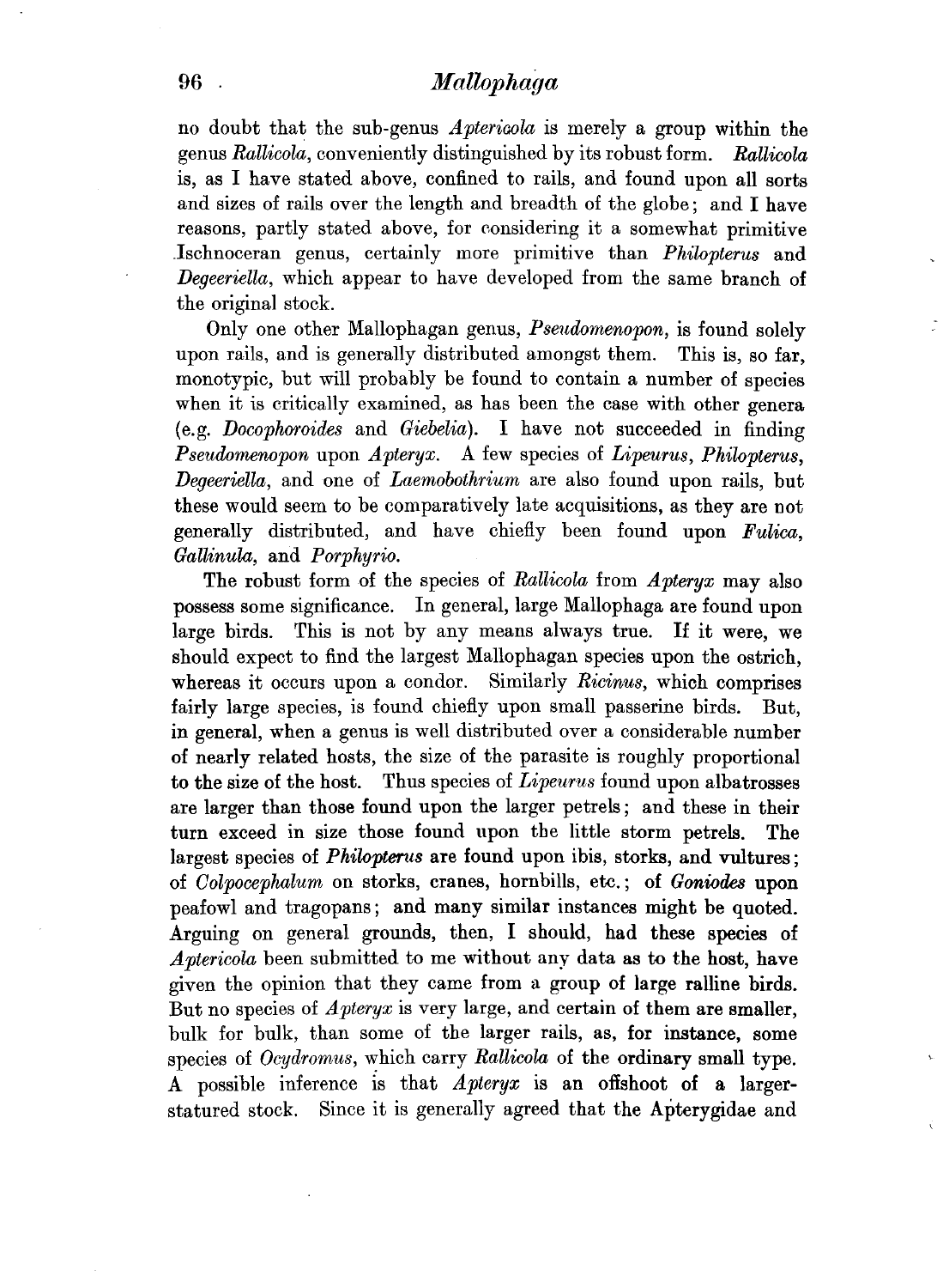no doubt that the sub-genus *Aptericola* is merely a group within the genus *Rallicola*, conveniently distinguished by its robust form. *Rallicola* is, as I have stated above, confined to rails, and found upon all sorts and sizes of rails over the length and breadth of the globe; and I have reasons, partly stated above, for considering it a somewhat primitive Ischnoceran genus, certainly more primitive than *Philopterus* and *Degeeriella*, which appear to have developed from the same branch of the original stock.

Only one other Mallophagan genus, *Pseudomenopon*, is found solely upon rails, and is generally distributed amongst them. This is, so far, monotypic, but will probably be found to contain a number of species when it is critically examined, as has been the case with other genera (e.g. *Docophoroides* and *Giebelia*). I have not succeeded in finding *Pseudomenopon* upon *Apteryx*. A few species of *Lipeurus*, *Philopterus*, *Degeeriella*, and one of *Laemobothrium* are also found upon rails, but these would seem to be comparatively late acquisitions, as they are not generally distributed, and have chiefly been found upon *Fulica*, *Gallinula*, and *Porphyrio*.

The robust form of the species of *Rallicola* from *Apteryx* may also possess some significance. In general, large Mallophaga are found upon large birds. This is not by any means always true. If it were, we should expect to find the largest Mallophagan species upon the ostrich, whereas it occurs upon a condor. Similarly *Ricinus*, which comprises fairly large species, is found chiefly upon small passerine birds. But, in general, when a genus is well distributed over a considerable number of nearly related hosts, the size of the parasite is roughly proportional to the size of the host. Thus species of *Lipeurus* found upon albatrosses are larger than those found upon the larger petrels; and these in their turn exceed in size those found upon the little storm petrels. The largest species of *Philopterus* are found upon ibis, storks, and vultures; of *Colpocephalum* on storks, cranes, hornbills, etc.; of *Goniodes* upon peafowl and tragopans; and many similar instances might be quoted. Arguing on general grounds, then, I should, had these species of *Aptericola* been submitted to me without any data as to the host, have given the opinion that they came from a group of large ralline birds. But no species of *Apteryx* is very large, and certain of them are smaller, bulk for bulk, than some of the larger rails, as, for instance, some species of *Ocydromus*, which carry *Rallicola* of the ordinary small type. A possible inference is that *Apteryx* is an offshoot of a larger-statured stock. Since it is generally agreed that the Apterygidae and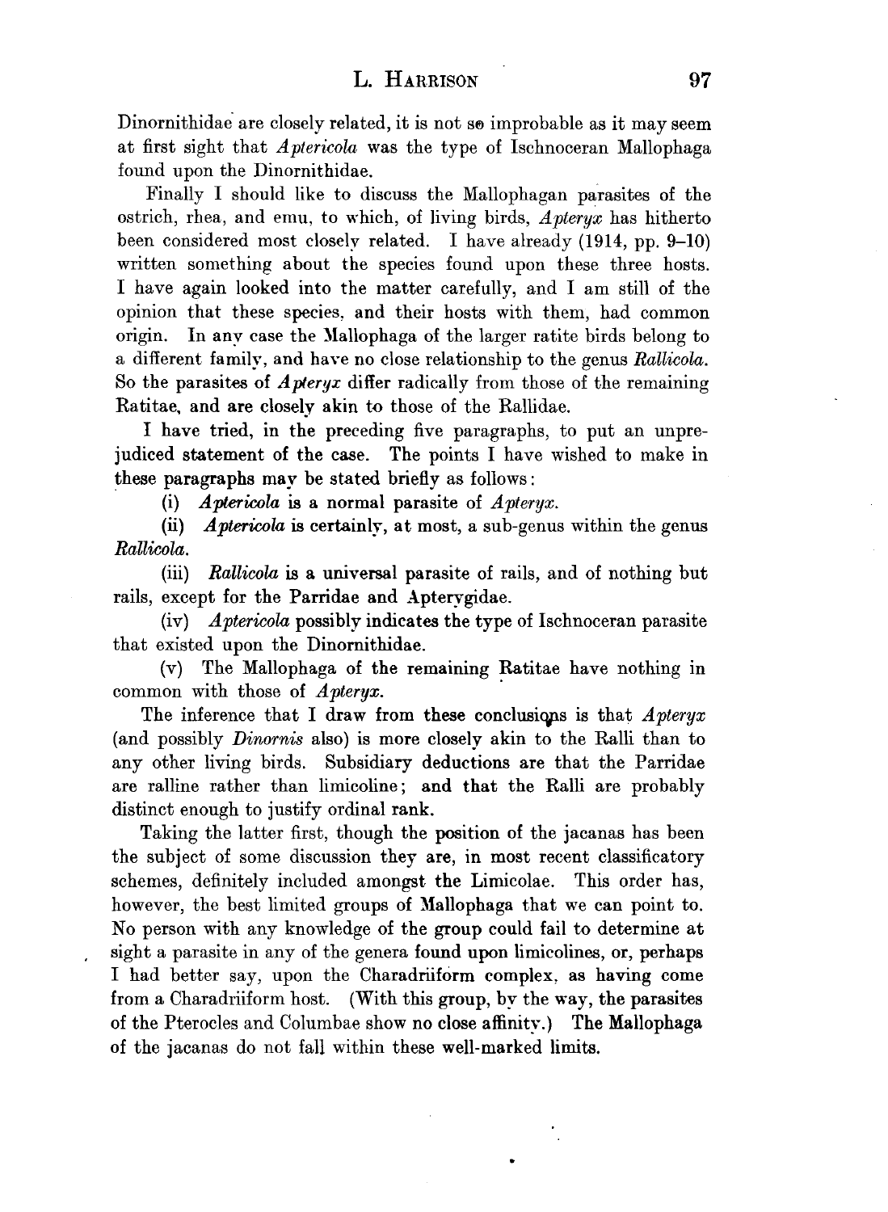Dinornithidae are closely related, it is not so improbable as it may seem at first sight that *Aptericola* was the type of Ischnoceran Mallophaga found upon the Dinornithidae.

Finally I should like to discuss the Mallophagan parasites of the ostrich, rhea, and emu, to which, of living birds, *Apteryx* has hitherto been considered most closely related. I have already (1914, pp. 9–10) written something about the species found upon these three hosts. I have again looked into the matter carefully, and I am still of the opinion that these species, and their hosts with them, had common origin. In any case the Mallophaga of the larger ratite birds belong to a different family, and have no close relationship to the genus *Rallicola*. So the parasites of *Apteryx* differ radically from those of the remaining Ratitae, and are closely akin to those of the Rallidae.

I have tried, in the preceding five paragraphs, to put an unprejudiced statement of the case. The points I have wished to make in these paragraphs may be stated briefly as follows:

(i) *Aptericola* is a normal parasite of *Apteryx*.

(ii) *Aptericola* is certainly, at most, a sub-genus within the genus *Rallicola*.

(iii) *Rallicola* is a universal parasite of rails, and of nothing but rails, except for the Parridae and Apterygidae.

(iv) *Aptericola* possibly indicates the type of Ischnoceran parasite that existed upon the Dinornithidae.

(v) The Mallophaga of the remaining Ratitae have nothing in common with those of *Apteryx*.

The inference that I draw from these conclusions is that *Apteryx* (and possibly *Dinornis* also) is more closely akin to the Ralli than to any other living birds. Subsidiary deductions are that the Parridae are ralline rather than limicoline; and that the Ralli are probably distinct enough to justify ordinal rank.

Taking the latter first, though the position of the jacanas has been the subject of some discussion they are, in most recent classificatory schemes, definitely included amongst the Limicolae. This order has, however, the best limited groups of Mallophaga that we can point to. No person with any knowledge of the group could fail to determine at sight a parasite in any of the genera found upon limicolines, or, perhaps I had better say, upon the Charadriiform complex, as having come from a Charadriiform host. (With this group, by the way, the parasites of the Pterocles and Columbae show no close affinity.) The Mallophaga of the jacanas do not fall within these well-marked limits.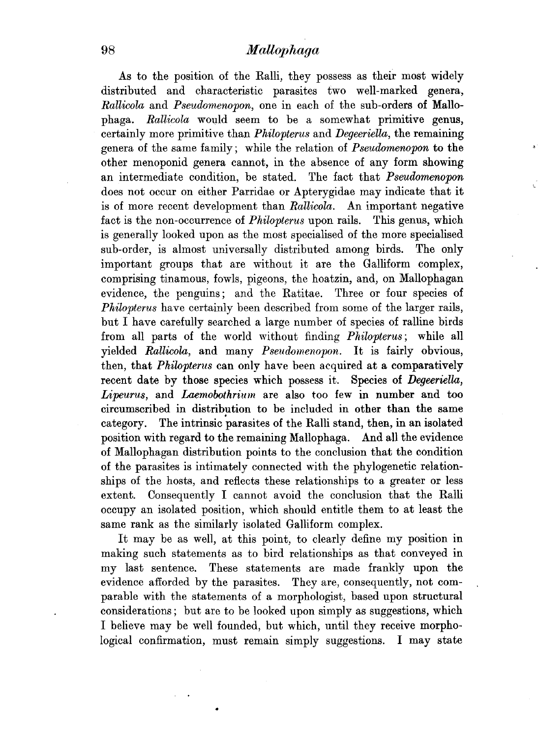As to the position of the Ralli, they possess as their most widely distributed and characteristic parasites two well-marked genera, *Rallicola* and *Pseudomenopon*, one in each of the sub-orders of Mallophaga. *Rallicola* would seem to be a somewhat primitive genus, certainly more primitive than *Philopterus* and *Degeeriella*, the remaining genera of the same family; while the relation of *Pseudomenopon* to the other menoponid genera cannot, in the absence of any form showing an intermediate condition, be stated. The fact that *Pseudomenopon* does not occur on either Parridae or Apterygidae may indicate that it is of more recent development than *Rallicola*. An important negative fact is the non-occurrence of *Philopterus* upon rails. This genus, which is generally looked upon as the most specialised of the more specialised sub-order, is almost universally distributed among birds. The only important groups that are without it are the Galliform complex, comprising tinamous, fowls, pigeons, the hoatzin, and, on Mallophagan evidence, the penguins; and the Ratitae. Three or four species of *Philopterus* have certainly been described from some of the larger rails, but I have carefully searched a large number of species of ralline birds from all parts of the world without finding *Philopterus*; while all yielded *Rallicola*, and many *Pseudomenopon*. It is fairly obvious, then, that *Philopterus* can only have been acquired at a comparatively recent date by those species which possess it. Species of *Degeeriella*, *Lipeurus*, and *Laemobothrium* are also too few in number and too circumscribed in distribution to be included in other than the same category. The intrinsic parasites of the Ralli stand, then, in an isolated position with regard to the remaining Mallophaga. And all the evidence of Mallophagan distribution points to the conclusion that the condition of the parasites is intimately connected with the phylogenetic relationships of the hosts, and reflects these relationships to a greater or less extent. Consequently I cannot avoid the conclusion that the Ralli occupy an isolated position, which should entitle them to at least the same rank as the similarly isolated Galliform complex.

It may be as well, at this point, to clearly define my position in making such statements as to bird relationships as that conveyed in my last sentence. These statements are made frankly upon the evidence afforded by the parasites. They are, consequently, not comparable with the statements of a morphologist, based upon structural considerations; but are to be looked upon simply as suggestions, which I believe may be well founded, but which, until they receive morphological confirmation, must remain simply suggestions. I may state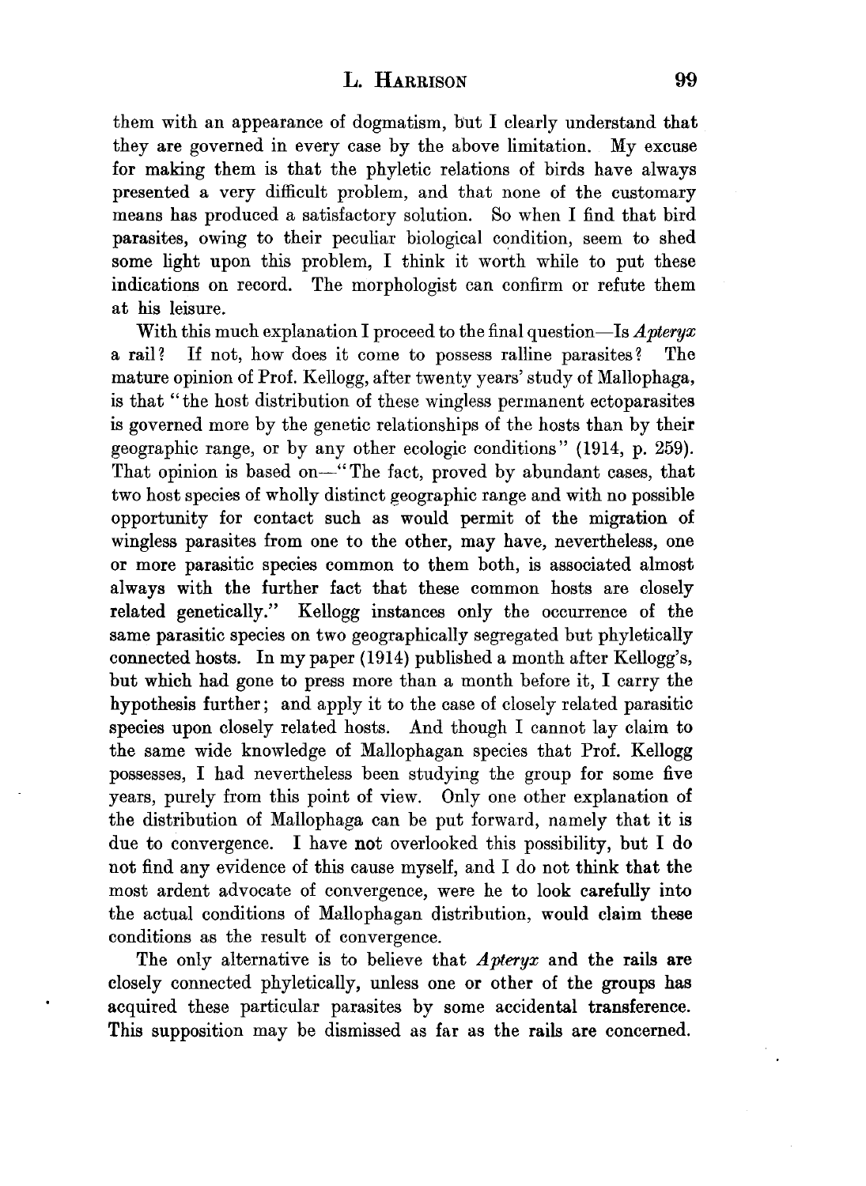them with an appearance of dogmatism, but I clearly understand that they are governed in every case by the above limitation. My excuse for making them is that the phyletic relations of birds have always presented a very difficult problem, and that none of the customary means has produced a satisfactory solution. So when I find that bird parasites, owing to their peculiar biological condition, seem to shed some light upon this problem, I think it worth while to put these indications on record. The morphologist can confirm or refute them at his leisure.

With this much explanation I proceed to the final question—Is *Apteryx* a rail? If not, how does it come to possess ralline parasites? The mature opinion of Prof. Kellogg, after twenty years' study of Mallophaga, is that "the host distribution of these wingless permanent ectoparasites is governed more by the genetic relationships of the hosts than by their geographic range, or by any other ecologic conditions" (1914, p. 259). That opinion is based on—"The fact, proved by abundant cases, that two host species of wholly distinct geographic range and with no possible opportunity for contact such as would permit of the migration of wingless parasites from one to the other, may have, nevertheless, one or more parasitic species common to them both, is associated almost always with the further fact that these common hosts are closely related genetically." Kellogg instances only the occurrence of the same parasitic species on two geographically segregated but phyletically connected hosts. In my paper (1914) published a month after Kellogg's, but which had gone to press more than a month before it, I carry the hypothesis further; and apply it to the case of closely related parasitic species upon closely related hosts. And though I cannot lay claim to the same wide knowledge of Mallophagan species that Prof. Kellogg possesses, I had nevertheless been studying the group for some five years, purely from this point of view. Only one other explanation of the distribution of Mallophaga can be put forward, namely that it is due to convergence. I have not overlooked this possibility, but I do not find any evidence of this cause myself, and I do not think that the most ardent advocate of convergence, were he to look carefully into the actual conditions of Mallophagan distribution, would claim these conditions as the result of convergence.

The only alternative is to believe that *Apteryx* and the rails are closely connected phyletically, unless one or other of the groups has acquired these particular parasites by some accidental transference. This supposition may be dismissed as far as the rails are concerned.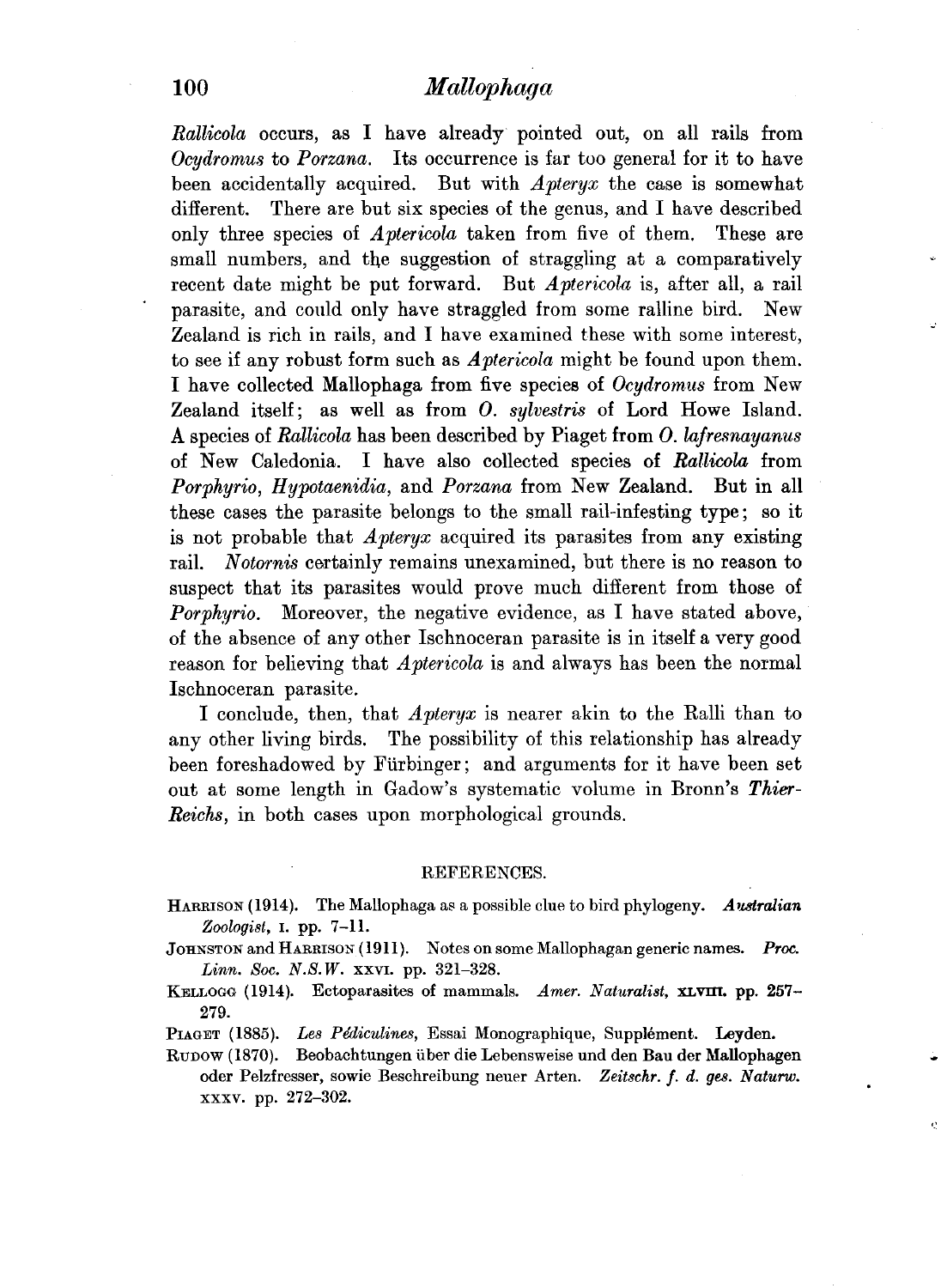*Rallicola* occurs, as I have already pointed out, on all rails from *Ocydromus* to *Porzana*. Its occurrence is far too general for it to have been accidentally acquired. But with *Apteryx* the case is somewhat different. There are but six species of the genus, and I have described only three species of *Aptericola* taken from five of them. These are small numbers, and the suggestion of straggling at a comparatively recent date might be put forward. But *Aptericola* is, after all, a rail parasite, and could only have straggled from some ralline bird. New Zealand is rich in rails, and I have examined these with some interest, to see if any robust form such as *Aptericola* might be found upon them. I have collected Mallophaga from five species of *Ocydromus* from New Zealand itself; as well as from *O. sylvestris* of Lord Howe Island. A species of *Rallicola* has been described by Piaget from *O. lafresnayanus* of New Caledonia. I have also collected species of *Rallicola* from *Porphyrio*, *Hypotaenidia*, and *Porzana* from New Zealand. But in all these cases the parasite belongs to the small rail-infesting type; so it is not probable that *Apteryx* acquired its parasites from any existing rail. *Notornis* certainly remains unexamined, but there is no reason to suspect that its parasites would prove much different from those of *Porphyrio*. Moreover, the negative evidence, as I have stated above, of the absence of any other Ischnoceran parasite is in itself a very good reason for believing that *Aptericola* is and always has been the normal Ischnoceran parasite.

I conclude, then, that *Apteryx* is nearer akin to the Ralli than to any other living birds. The possibility of this relationship has already been foreshadowed by Fürbinger; and arguments for it have been set out at some length in Gadow's systematic volume in Bronn's *Thier-Reichs*, in both cases upon morphological grounds.

## REFERENCES.

HARRISON (1914). The Mallophaga as a possible clue to bird phylogeny. *Australian Zoologist*, I. pp. 7–11.

JOHNSTON and HARRISON (1911). Notes on some Mallophagan generic names. *Proc. Linn. Soc. N.S.W.* XXVI. pp. 321–328.

KELLOGG (1914). Ectoparasites of mammals. *Amer. Naturalist*, XLVIII. pp. 257–279.

PIAGET (1885). *Les Pédiculines*, Essai Monographique, Supplément. Leyden.

RUDOW (1870). Beobachtungen über die Lebensweise und den Bau der Mallophagen oder Pelzfresser, sowie Beschreibung neuer Arten. *Zeitschr. f. d. ges. Naturw.* XXXV. pp. 272–302.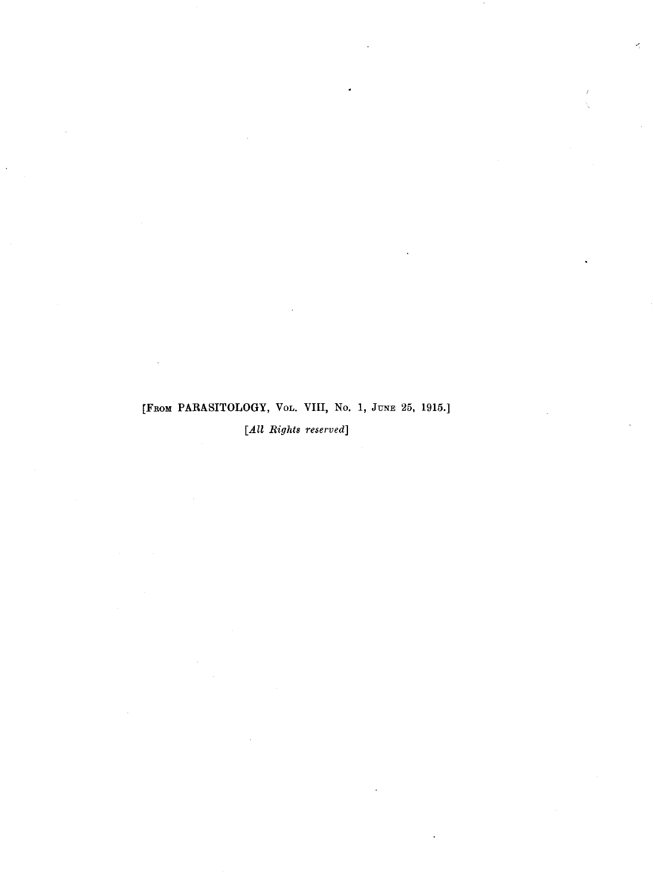[FROM PARASITOLOGY, VOL. VIII, NO. 1, JUNE 25, 1915.]

*[All Rights reserved]*